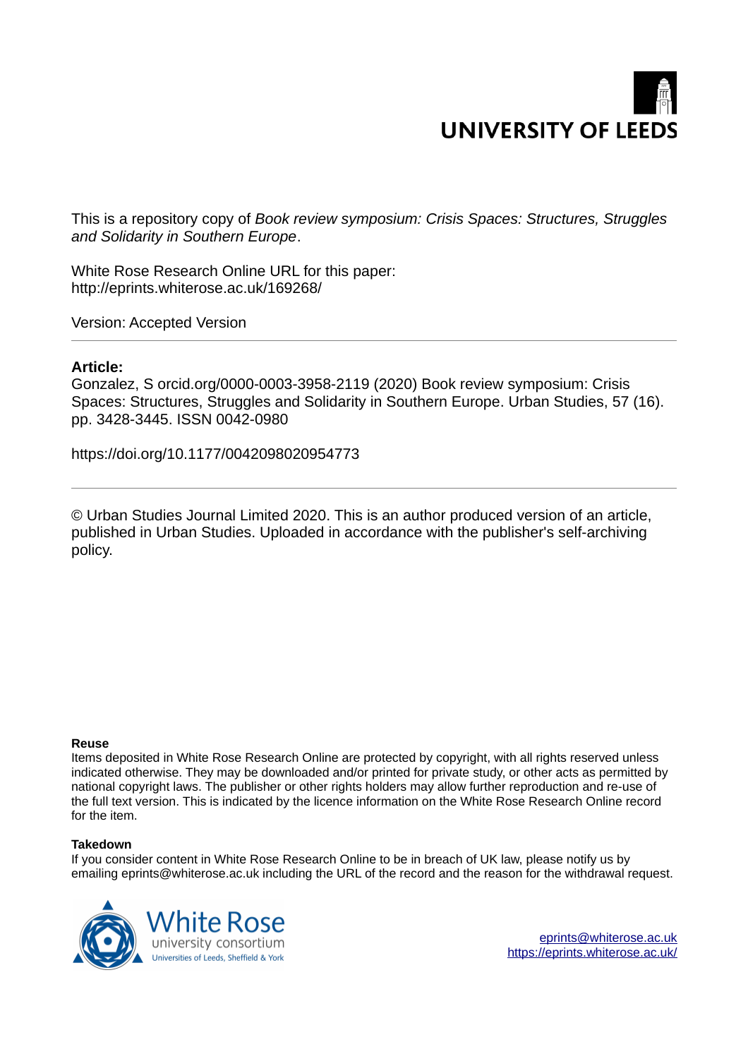UNIVERSITY OF LEEDS

This is a repository copy of *Book review symposium: Crisis Spaces: Structures, Struggles and Solidarity in Southern Europe*.

White Rose Research Online URL for this paper:
http://eprints.whiterose.ac.uk/169268/

Version: Accepted Version

---

**Article:**

Gonzalez, S orcid.org/0000-0003-3958-2119 (2020) Book review symposium: Crisis Spaces: Structures, Struggles and Solidarity in Southern Europe. Urban Studies, 57 (16). pp. 3428-3445. ISSN 0042-0980

https://doi.org/10.1177/0042098020954773

---

© Urban Studies Journal Limited 2020. This is an author produced version of an article, published in Urban Studies. Uploaded in accordance with the publisher's self-archiving policy.

**Reuse**

Items deposited in White Rose Research Online are protected by copyright, with all rights reserved unless indicated otherwise. They may be downloaded and/or printed for private study, or other acts as permitted by national copyright laws. The publisher or other rights holders may allow further reproduction and re-use of the full text version. This is indicated by the licence information on the White Rose Research Online record for the item.

**Takedown**

If you consider content in White Rose Research Online to be in breach of UK law, please notify us by emailing eprints@whiterose.ac.uk including the URL of the record and the reason for the withdrawal request.

White Rose university consortium
Universities of Leeds, Sheffield & York

eprints@whiterose.ac.uk
https://eprints.whiterose.ac.uk/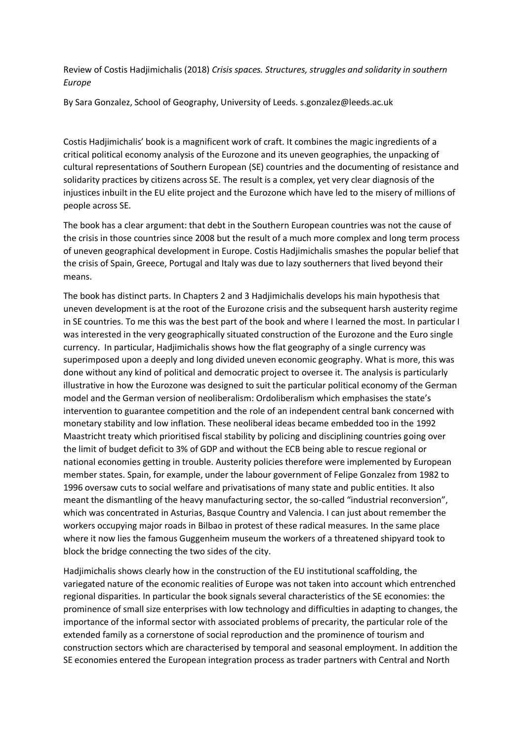Review of Costis Hadjimichalis (2018) *Crisis spaces. Structures, struggles and solidarity in southern Europe*

By Sara Gonzalez, School of Geography, University of Leeds. s.gonzalez@leeds.ac.uk

Costis Hadjimichalis' book is a magnificent work of craft. It combines the magic ingredients of a critical political economy analysis of the Eurozone and its uneven geographies, the unpacking of cultural representations of Southern European (SE) countries and the documenting of resistance and solidarity practices by citizens across SE. The result is a complex, yet very clear diagnosis of the injustices inbuilt in the EU elite project and the Eurozone which have led to the misery of millions of people across SE.

The book has a clear argument: that debt in the Southern European countries was not the cause of the crisis in those countries since 2008 but the result of a much more complex and long term process of uneven geographical development in Europe. Costis Hadjimichalis smashes the popular belief that the crisis of Spain, Greece, Portugal and Italy was due to lazy southerners that lived beyond their means.

The book has distinct parts. In Chapters 2 and 3 Hadjimichalis develops his main hypothesis that uneven development is at the root of the Eurozone crisis and the subsequent harsh austerity regime in SE countries. To me this was the best part of the book and where I learned the most. In particular I was interested in the very geographically situated construction of the Eurozone and the Euro single currency. In particular, Hadjimichalis shows how the flat geography of a single currency was superimposed upon a deeply and long divided uneven economic geography. What is more, this was done without any kind of political and democratic project to oversee it. The analysis is particularly illustrative in how the Eurozone was designed to suit the particular political economy of the German model and the German version of neoliberalism: Ordoliberalism which emphasises the state's intervention to guarantee competition and the role of an independent central bank concerned with monetary stability and low inflation. These neoliberal ideas became embedded too in the 1992 Maastricht treaty which prioritised fiscal stability by policing and disciplining countries going over the limit of budget deficit to 3% of GDP and without the ECB being able to rescue regional or national economies getting in trouble. Austerity policies therefore were implemented by European member states. Spain, for example, under the labour government of Felipe Gonzalez from 1982 to 1996 oversaw cuts to social welfare and privatisations of many state and public entities. It also meant the dismantling of the heavy manufacturing sector, the so-called "industrial reconversion", which was concentrated in Asturias, Basque Country and Valencia. I can just about remember the workers occupying major roads in Bilbao in protest of these radical measures. In the same place where it now lies the famous Guggenheim museum the workers of a threatened shipyard took to block the bridge connecting the two sides of the city.

Hadjimichalis shows clearly how in the construction of the EU institutional scaffolding, the variegated nature of the economic realities of Europe was not taken into account which entrenched regional disparities. In particular the book signals several characteristics of the SE economies: the prominence of small size enterprises with low technology and difficulties in adapting to changes, the importance of the informal sector with associated problems of precarity, the particular role of the extended family as a cornerstone of social reproduction and the prominence of tourism and construction sectors which are characterised by temporal and seasonal employment. In addition the SE economies entered the European integration process as trader partners with Central and North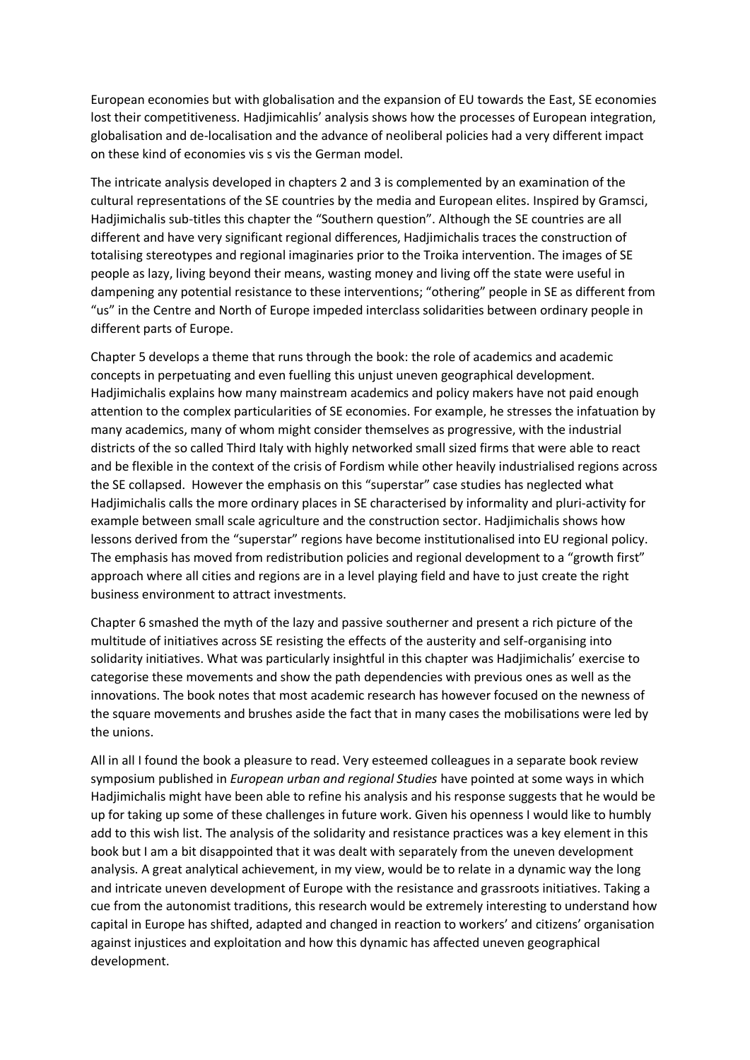European economies but with globalisation and the expansion of EU towards the East, SE economies lost their competitiveness. Hadjimicahlis' analysis shows how the processes of European integration, globalisation and de-localisation and the advance of neoliberal policies had a very different impact on these kind of economies vis s vis the German model.

The intricate analysis developed in chapters 2 and 3 is complemented by an examination of the cultural representations of the SE countries by the media and European elites. Inspired by Gramsci, Hadjimichalis sub-titles this chapter the "Southern question". Although the SE countries are all different and have very significant regional differences, Hadjimichalis traces the construction of totalising stereotypes and regional imaginaries prior to the Troika intervention. The images of SE people as lazy, living beyond their means, wasting money and living off the state were useful in dampening any potential resistance to these interventions; "othering" people in SE as different from "us" in the Centre and North of Europe impeded interclass solidarities between ordinary people in different parts of Europe.

Chapter 5 develops a theme that runs through the book: the role of academics and academic concepts in perpetuating and even fuelling this unjust uneven geographical development. Hadjimichalis explains how many mainstream academics and policy makers have not paid enough attention to the complex particularities of SE economies. For example, he stresses the infatuation by many academics, many of whom might consider themselves as progressive, with the industrial districts of the so called Third Italy with highly networked small sized firms that were able to react and be flexible in the context of the crisis of Fordism while other heavily industrialised regions across the SE collapsed. However the emphasis on this "superstar" case studies has neglected what Hadjimichalis calls the more ordinary places in SE characterised by informality and pluri-activity for example between small scale agriculture and the construction sector. Hadjimichalis shows how lessons derived from the "superstar" regions have become institutionalised into EU regional policy. The emphasis has moved from redistribution policies and regional development to a "growth first" approach where all cities and regions are in a level playing field and have to just create the right business environment to attract investments.

Chapter 6 smashed the myth of the lazy and passive southerner and present a rich picture of the multitude of initiatives across SE resisting the effects of the austerity and self-organising into solidarity initiatives. What was particularly insightful in this chapter was Hadjimichalis' exercise to categorise these movements and show the path dependencies with previous ones as well as the innovations. The book notes that most academic research has however focused on the newness of the square movements and brushes aside the fact that in many cases the mobilisations were led by the unions.

All in all I found the book a pleasure to read. Very esteemed colleagues in a separate book review symposium published in *European urban and regional Studies* have pointed at some ways in which Hadjimichalis might have been able to refine his analysis and his response suggests that he would be up for taking up some of these challenges in future work. Given his openness I would like to humbly add to this wish list. The analysis of the solidarity and resistance practices was a key element in this book but I am a bit disappointed that it was dealt with separately from the uneven development analysis. A great analytical achievement, in my view, would be to relate in a dynamic way the long and intricate uneven development of Europe with the resistance and grassroots initiatives. Taking a cue from the autonomist traditions, this research would be extremely interesting to understand how capital in Europe has shifted, adapted and changed in reaction to workers' and citizens' organisation against injustices and exploitation and how this dynamic has affected uneven geographical development.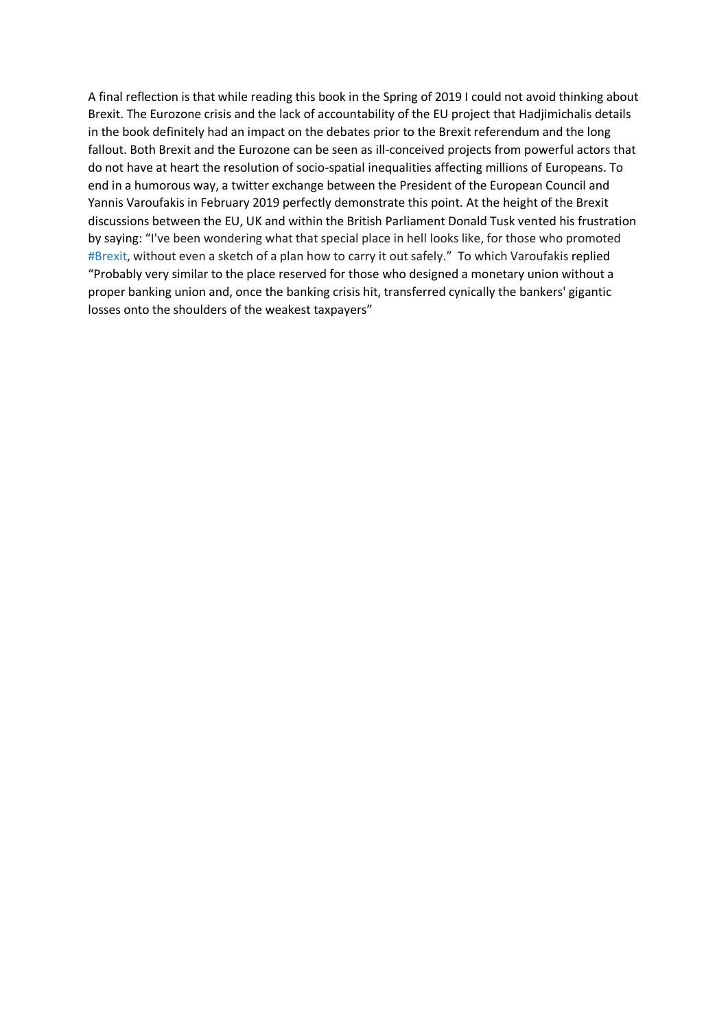A final reflection is that while reading this book in the Spring of 2019 I could not avoid thinking about Brexit. The Eurozone crisis and the lack of accountability of the EU project that Hadjimichalis details in the book definitely had an impact on the debates prior to the Brexit referendum and the long fallout. Both Brexit and the Eurozone can be seen as ill-conceived projects from powerful actors that do not have at heart the resolution of socio-spatial inequalities affecting millions of Europeans. To end in a humorous way, a twitter exchange between the President of the European Council and Yannis Varoufakis in February 2019 perfectly demonstrate this point. At the height of the Brexit discussions between the EU, UK and within the British Parliament Donald Tusk vented his frustration by saying: "I've been wondering what that special place in hell looks like, for those who promoted #Brexit, without even a sketch of a plan how to carry it out safely." To which Varoufakis replied "Probably very similar to the place reserved for those who designed a monetary union without a proper banking union and, once the banking crisis hit, transferred cynically the bankers' gigantic losses onto the shoulders of the weakest taxpayers"